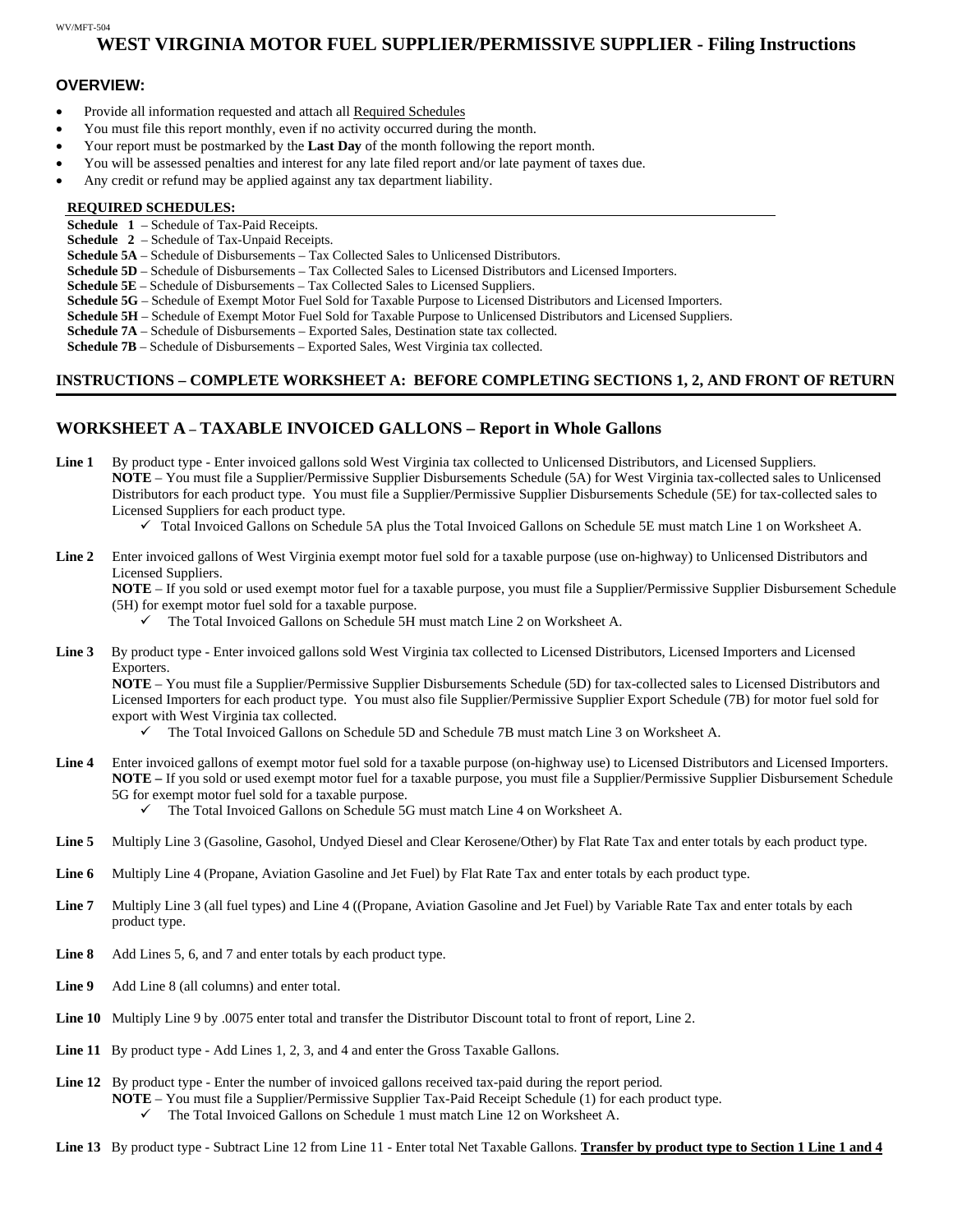WV/MFT-504

# WEST VIRGINIA MOTOR FUEL SUPPLIER/PERMISSIVE SUPPLIER - Filing Instructions

## OVERVIEW:

- Provide all information requested and attach all Required Schedules
- You must file this report monthly, even if no activity occurred during the month.
- Your report must be postmarked by the **Last Day** of the month following the report month.
- You will be assessed penalties and interest for any late filed report and/or late payment of taxes due.
- Any credit or refund may be applied against any tax department liability.

**REQUIRED SCHEDULES:**

**Schedule 1** – Schedule of Tax-Paid Receipts.
**Schedule 2** – Schedule of Tax-Unpaid Receipts.
**Schedule 5A** – Schedule of Disbursements – Tax Collected Sales to Unlicensed Distributors.
**Schedule 5D** – Schedule of Disbursements – Tax Collected Sales to Licensed Distributors and Licensed Importers.
**Schedule 5E** – Schedule of Disbursements – Tax Collected Sales to Licensed Suppliers.
**Schedule 5G** – Schedule of Exempt Motor Fuel Sold for Taxable Purpose to Licensed Distributors and Licensed Importers.
**Schedule 5H** – Schedule of Exempt Motor Fuel Sold for Taxable Purpose to Unlicensed Distributors and Licensed Suppliers.
**Schedule 7A** – Schedule of Disbursements – Exported Sales, Destination state tax collected.
**Schedule 7B** – Schedule of Disbursements – Exported Sales, West Virginia tax collected.

## INSTRUCTIONS – COMPLETE WORKSHEET A: BEFORE COMPLETING SECTIONS 1, 2, AND FRONT OF RETURN

## WORKSHEET A – TAXABLE INVOICED GALLONS – Report in Whole Gallons

**Line 1** By product type - Enter invoiced gallons sold West Virginia tax collected to Unlicensed Distributors, and Licensed Suppliers.
**NOTE** – You must file a Supplier/Permissive Supplier Disbursements Schedule (5A) for West Virginia tax-collected sales to Unlicensed Distributors for each product type. You must file a Supplier/Permissive Supplier Disbursements Schedule (5E) for tax-collected sales to Licensed Suppliers for each product type.

- ✓ Total Invoiced Gallons on Schedule 5A plus the Total Invoiced Gallons on Schedule 5E must match Line 1 on Worksheet A.

**Line 2** Enter invoiced gallons of West Virginia exempt motor fuel sold for a taxable purpose (use on-highway) to Unlicensed Distributors and Licensed Suppliers.
**NOTE** – If you sold or used exempt motor fuel for a taxable purpose, you must file a Supplier/Permissive Supplier Disbursement Schedule (5H) for exempt motor fuel sold for a taxable purpose.

- ✓ The Total Invoiced Gallons on Schedule 5H must match Line 2 on Worksheet A.

**Line 3** By product type - Enter invoiced gallons sold West Virginia tax collected to Licensed Distributors, Licensed Importers and Licensed Exporters.
**NOTE** – You must file a Supplier/Permissive Supplier Disbursements Schedule (5D) for tax-collected sales to Licensed Distributors and Licensed Importers for each product type. You must also file Supplier/Permissive Supplier Export Schedule (7B) for motor fuel sold for export with West Virginia tax collected.

- ✓ The Total Invoiced Gallons on Schedule 5D and Schedule 7B must match Line 3 on Worksheet A.

**Line 4** Enter invoiced gallons of exempt motor fuel sold for a taxable purpose (on-highway use) to Licensed Distributors and Licensed Importers.
**NOTE –** If you sold or used exempt motor fuel for a taxable purpose, you must file a Supplier/Permissive Supplier Disbursement Schedule 5G for exempt motor fuel sold for a taxable purpose.

- ✓ The Total Invoiced Gallons on Schedule 5G must match Line 4 on Worksheet A.

**Line 5** Multiply Line 3 (Gasoline, Gasohol, Undyed Diesel and Clear Kerosene/Other) by Flat Rate Tax and enter totals by each product type.

**Line 6** Multiply Line 4 (Propane, Aviation Gasoline and Jet Fuel) by Flat Rate Tax and enter totals by each product type.

**Line 7** Multiply Line 3 (all fuel types) and Line 4 ((Propane, Aviation Gasoline and Jet Fuel) by Variable Rate Tax and enter totals by each product type.

**Line 8** Add Lines 5, 6, and 7 and enter totals by each product type.

**Line 9** Add Line 8 (all columns) and enter total.

**Line 10** Multiply Line 9 by .0075 enter total and transfer the Distributor Discount total to front of report, Line 2.

**Line 11** By product type - Add Lines 1, 2, 3, and 4 and enter the Gross Taxable Gallons.

**Line 12** By product type - Enter the number of invoiced gallons received tax-paid during the report period.
**NOTE** – You must file a Supplier/Permissive Supplier Tax-Paid Receipt Schedule (1) for each product type.

- ✓ The Total Invoiced Gallons on Schedule 1 must match Line 12 on Worksheet A.

**Line 13** By product type - Subtract Line 12 from Line 11 - Enter total Net Taxable Gallons. **Transfer by product type to Section 1 Line 1 and 4**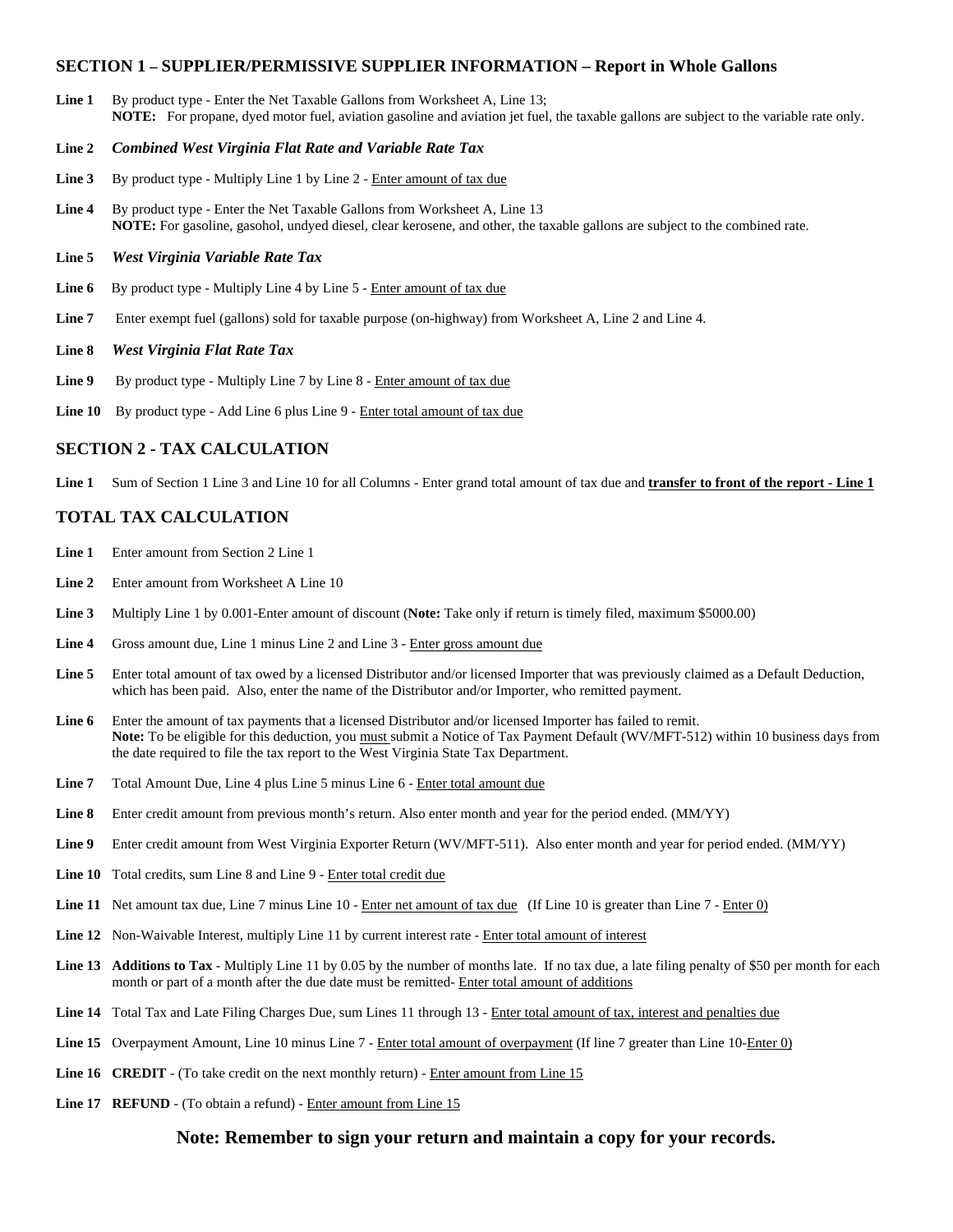## SECTION 1 – SUPPLIER/PERMISSIVE SUPPLIER INFORMATION – Report in Whole Gallons

**Line 1** By product type - Enter the Net Taxable Gallons from Worksheet A, Line 13;
**NOTE:** For propane, dyed motor fuel, aviation gasoline and aviation jet fuel, the taxable gallons are subject to the variable rate only.

**Line 2** ***Combined West Virginia Flat Rate and Variable Rate Tax***

**Line 3** By product type - Multiply Line 1 by Line 2 - Enter amount of tax due

**Line 4** By product type - Enter the Net Taxable Gallons from Worksheet A, Line 13
**NOTE:** For gasoline, gasohol, undyed diesel, clear kerosene, and other, the taxable gallons are subject to the combined rate.

**Line 5** ***West Virginia Variable Rate Tax***

**Line 6** By product type - Multiply Line 4 by Line 5 - Enter amount of tax due

**Line 7** Enter exempt fuel (gallons) sold for taxable purpose (on-highway) from Worksheet A, Line 2 and Line 4.

**Line 8** ***West Virginia Flat Rate Tax***

**Line 9** By product type - Multiply Line 7 by Line 8 - Enter amount of tax due

**Line 10** By product type - Add Line 6 plus Line 9 - Enter total amount of tax due

## SECTION 2 - TAX CALCULATION

**Line 1** Sum of Section 1 Line 3 and Line 10 for all Columns - Enter grand total amount of tax due and **transfer to front of the report - Line 1**

## TOTAL TAX CALCULATION

**Line 1** Enter amount from Section 2 Line 1

**Line 2** Enter amount from Worksheet A Line 10

**Line 3** Multiply Line 1 by 0.001-Enter amount of discount (**Note:** Take only if return is timely filed, maximum $5000.00)

**Line 4** Gross amount due, Line 1 minus Line 2 and Line 3 - Enter gross amount due

**Line 5** Enter total amount of tax owed by a licensed Distributor and/or licensed Importer that was previously claimed as a Default Deduction, which has been paid. Also, enter the name of the Distributor and/or Importer, who remitted payment.

**Line 6** Enter the amount of tax payments that a licensed Distributor and/or licensed Importer has failed to remit.
**Note:** To be eligible for this deduction, you must submit a Notice of Tax Payment Default (WV/MFT-512) within 10 business days from the date required to file the tax report to the West Virginia State Tax Department.

**Line 7** Total Amount Due, Line 4 plus Line 5 minus Line 6 - Enter total amount due

**Line 8** Enter credit amount from previous month's return. Also enter month and year for the period ended. (MM/YY)

**Line 9** Enter credit amount from West Virginia Exporter Return (WV/MFT-511). Also enter month and year for period ended. (MM/YY)

**Line 10** Total credits, sum Line 8 and Line 9 - Enter total credit due

**Line 11** Net amount tax due, Line 7 minus Line 10 - Enter net amount of tax due (If Line 10 is greater than Line 7 - Enter 0)

**Line 12** Non-Waivable Interest, multiply Line 11 by current interest rate - Enter total amount of interest

**Line 13** **Additions to Tax** - Multiply Line 11 by 0.05 by the number of months late. If no tax due, a late filing penalty of $50 per month for each month or part of a month after the due date must be remitted- Enter total amount of additions

**Line 14** Total Tax and Late Filing Charges Due, sum Lines 11 through 13 - Enter total amount of tax, interest and penalties due

**Line 15** Overpayment Amount, Line 10 minus Line 7 - Enter total amount of overpayment (If line 7 greater than Line 10-Enter 0)

**Line 16** **CREDIT** - (To take credit on the next monthly return) - Enter amount from Line 15

**Line 17** **REFUND** - (To obtain a refund) - Enter amount from Line 15

**Note: Remember to sign your return and maintain a copy for your records.**